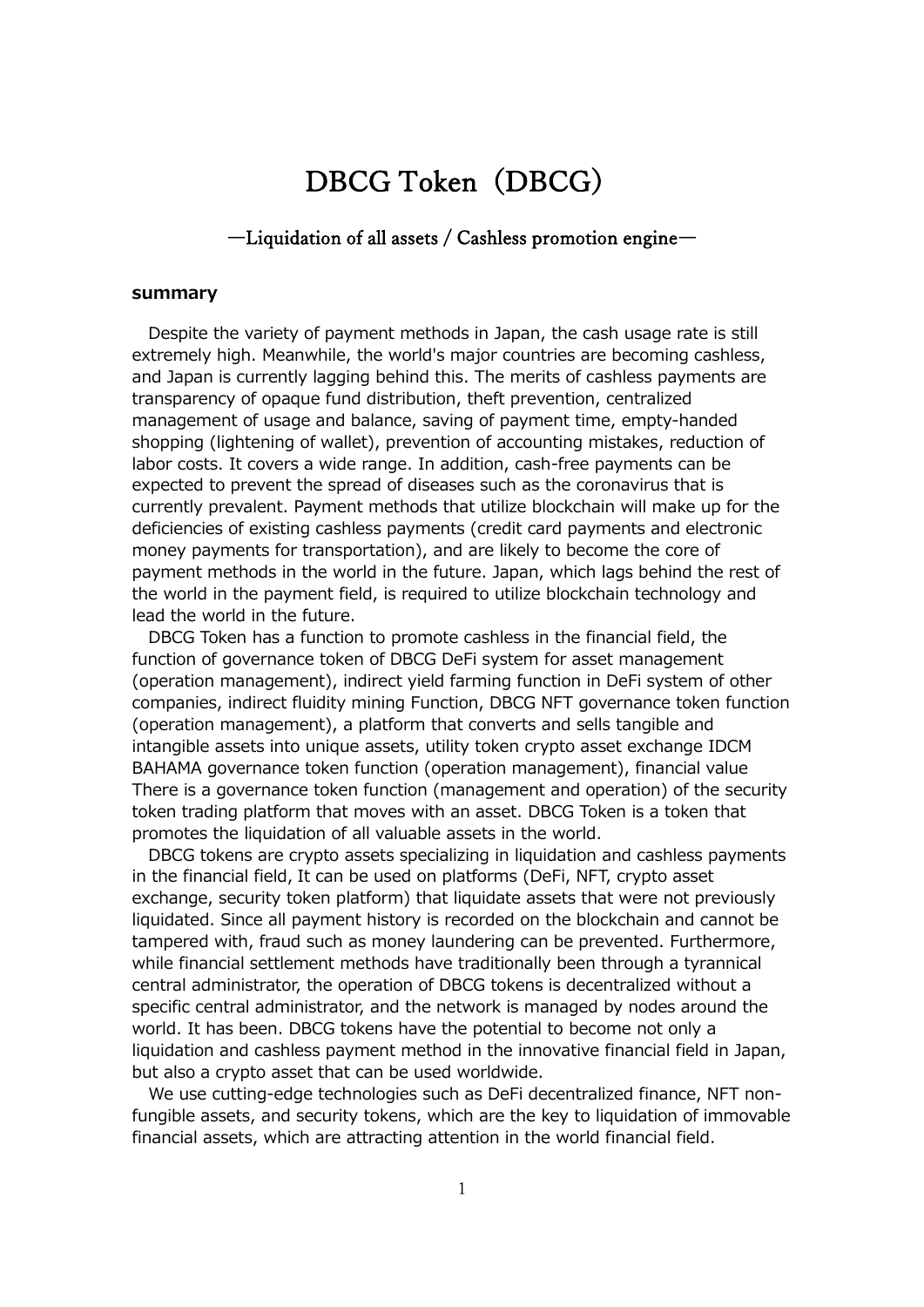# DBCG Token（DBCG）

## ―Liquidation of all assets / Cashless promotion engine―

**summary**

Despite the variety of payment methods in Japan, the cash usage rate is still extremely high. Meanwhile, the world's major countries are becoming cashless, and Japan is currently lagging behind this. The merits of cashless payments are transparency of opaque fund distribution, theft prevention, centralized management of usage and balance, saving of payment time, empty-handed shopping (lightening of wallet), prevention of accounting mistakes, reduction of labor costs. It covers a wide range. In addition, cash-free payments can be expected to prevent the spread of diseases such as the coronavirus that is currently prevalent. Payment methods that utilize blockchain will make up for the deficiencies of existing cashless payments (credit card payments and electronic money payments for transportation), and are likely to become the core of payment methods in the world in the future. Japan, which lags behind the rest of the world in the payment field, is required to utilize blockchain technology and lead the world in the future.

DBCG Token has a function to promote cashless in the financial field, the function of governance token of DBCG DeFi system for asset management (operation management), indirect yield farming function in DeFi system of other companies, indirect fluidity mining Function, DBCG NFT governance token function (operation management), a platform that converts and sells tangible and intangible assets into unique assets, utility token crypto asset exchange IDCM BAHAMA governance token function (operation management), financial value There is a governance token function (management and operation) of the security token trading platform that moves with an asset. DBCG Token is a token that promotes the liquidation of all valuable assets in the world.

DBCG tokens are crypto assets specializing in liquidation and cashless payments in the financial field, It can be used on platforms (DeFi, NFT, crypto asset exchange, security token platform) that liquidate assets that were not previously liquidated. Since all payment history is recorded on the blockchain and cannot be tampered with, fraud such as money laundering can be prevented. Furthermore, while financial settlement methods have traditionally been through a tyrannical central administrator, the operation of DBCG tokens is decentralized without a specific central administrator, and the network is managed by nodes around the world. It has been. DBCG tokens have the potential to become not only a liquidation and cashless payment method in the innovative financial field in Japan, but also a crypto asset that can be used worldwide.

We use cutting-edge technologies such as DeFi decentralized finance, NFT non-fungible assets, and security tokens, which are the key to liquidation of immovable financial assets, which are attracting attention in the world financial field.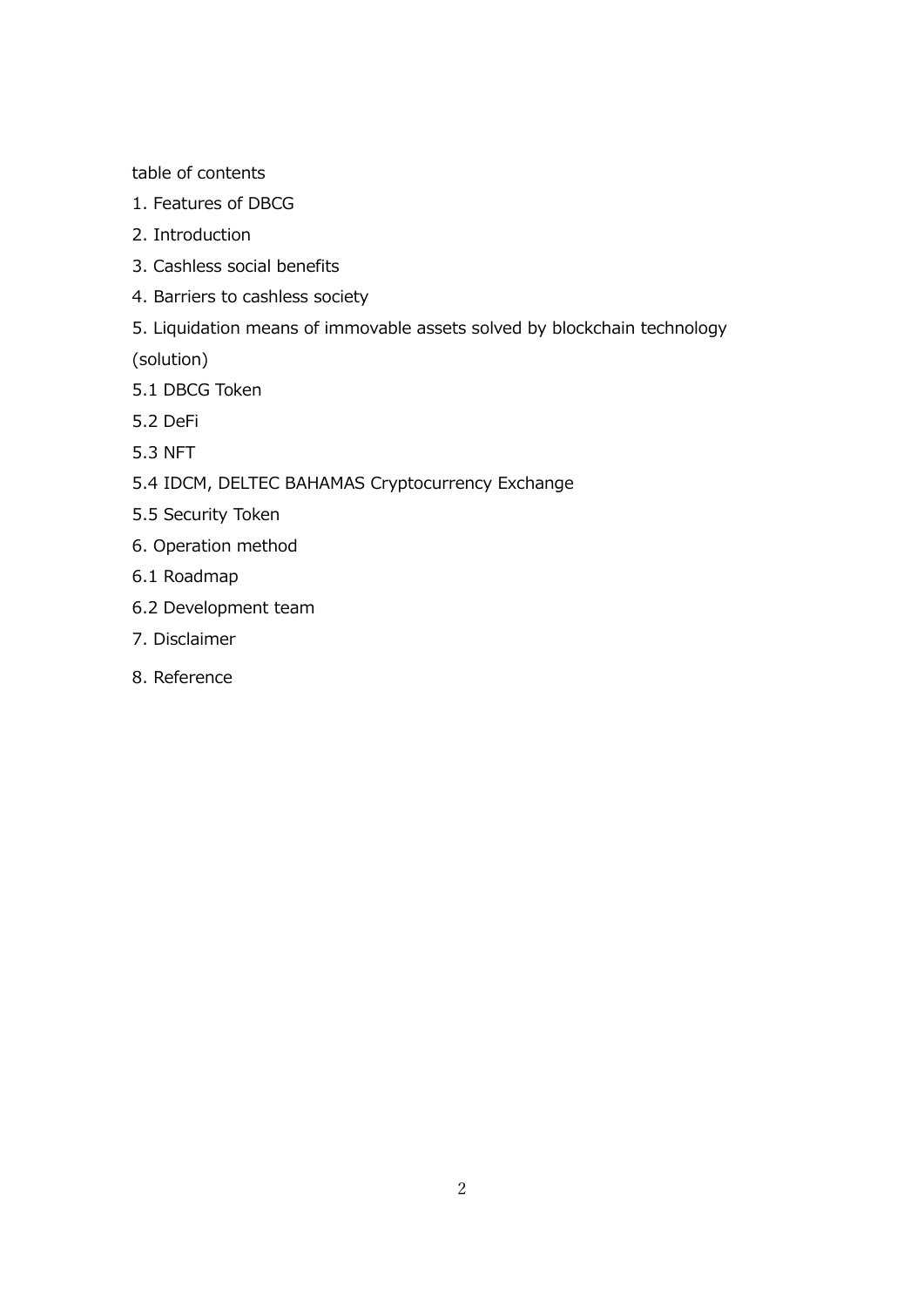table of contents

1. Features of DBCG
2. Introduction
3. Cashless social benefits
4. Barriers to cashless society
5. Liquidation means of immovable assets solved by blockchain technology (solution)

5.1 DBCG Token

5.2 DeFi

5.3 NFT

5.4 IDCM, DELTEC BAHAMAS Cryptocurrency Exchange

5.5 Security Token

6. Operation method

6.1 Roadmap

6.2 Development team

7. Disclaimer
8. Reference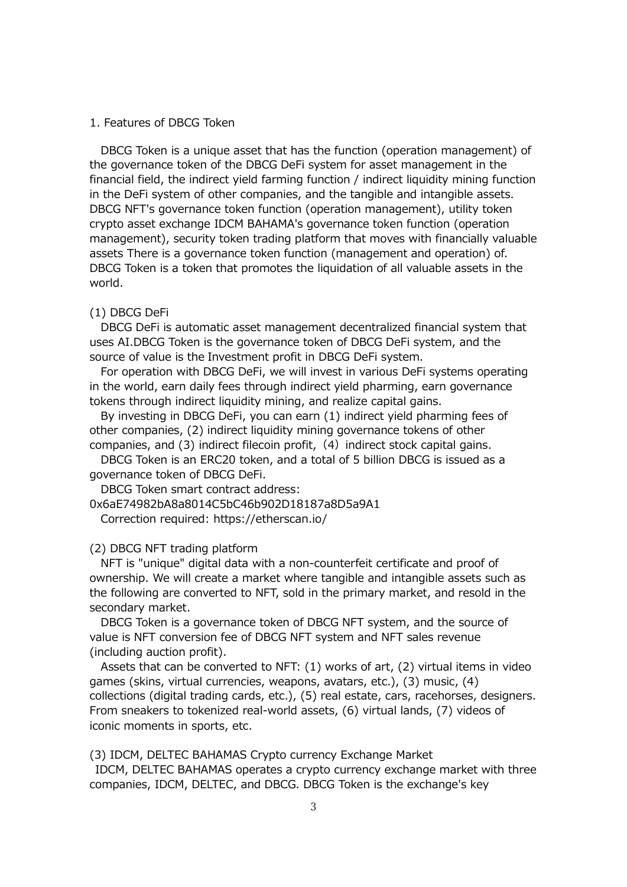## 1. Features of DBCG Token

DBCG Token is a unique asset that has the function (operation management) of the governance token of the DBCG DeFi system for asset management in the financial field, the indirect yield farming function / indirect liquidity mining function in the DeFi system of other companies, and the tangible and intangible assets. DBCG NFT's governance token function (operation management), utility token crypto asset exchange IDCM BAHAMA's governance token function (operation management), security token trading platform that moves with financially valuable assets There is a governance token function (management and operation) of. DBCG Token is a token that promotes the liquidation of all valuable assets in the world.

### (1) DBCG DeFi

DBCG DeFi is automatic asset management decentralized financial system that uses AI.DBCG Token is the governance token of DBCG DeFi system, and the source of value is the Investment profit in DBCG DeFi system.

For operation with DBCG DeFi, we will invest in various DeFi systems operating in the world, earn daily fees through indirect yield pharming, earn governance tokens through indirect liquidity mining, and realize capital gains.

By investing in DBCG DeFi, you can earn (1) indirect yield pharming fees of other companies, (2) indirect liquidity mining governance tokens of other companies, and (3) indirect filecoin profit, (4) indirect stock capital gains.

DBCG Token is an ERC20 token, and a total of 5 billion DBCG is issued as a governance token of DBCG DeFi.

DBCG Token smart contract address:
0x6aE74982bA8a8014C5bC46b902D18187a8D5a9A1

Correction required: https://etherscan.io/

### (2) DBCG NFT trading platform

NFT is "unique" digital data with a non-counterfeit certificate and proof of ownership. We will create a market where tangible and intangible assets such as the following are converted to NFT, sold in the primary market, and resold in the secondary market.

DBCG Token is a governance token of DBCG NFT system, and the source of value is NFT conversion fee of DBCG NFT system and NFT sales revenue (including auction profit).

Assets that can be converted to NFT: (1) works of art, (2) virtual items in video games (skins, virtual currencies, weapons, avatars, etc.), (3) music, (4) collections (digital trading cards, etc.), (5) real estate, cars, racehorses, designers. From sneakers to tokenized real-world assets, (6) virtual lands, (7) videos of iconic moments in sports, etc.

### (3) IDCM, DELTEC BAHAMAS Crypto currency Exchange Market

IDCM, DELTEC BAHAMAS operates a crypto currency exchange market with three companies, IDCM, DELTEC, and DBCG. DBCG Token is the exchange's key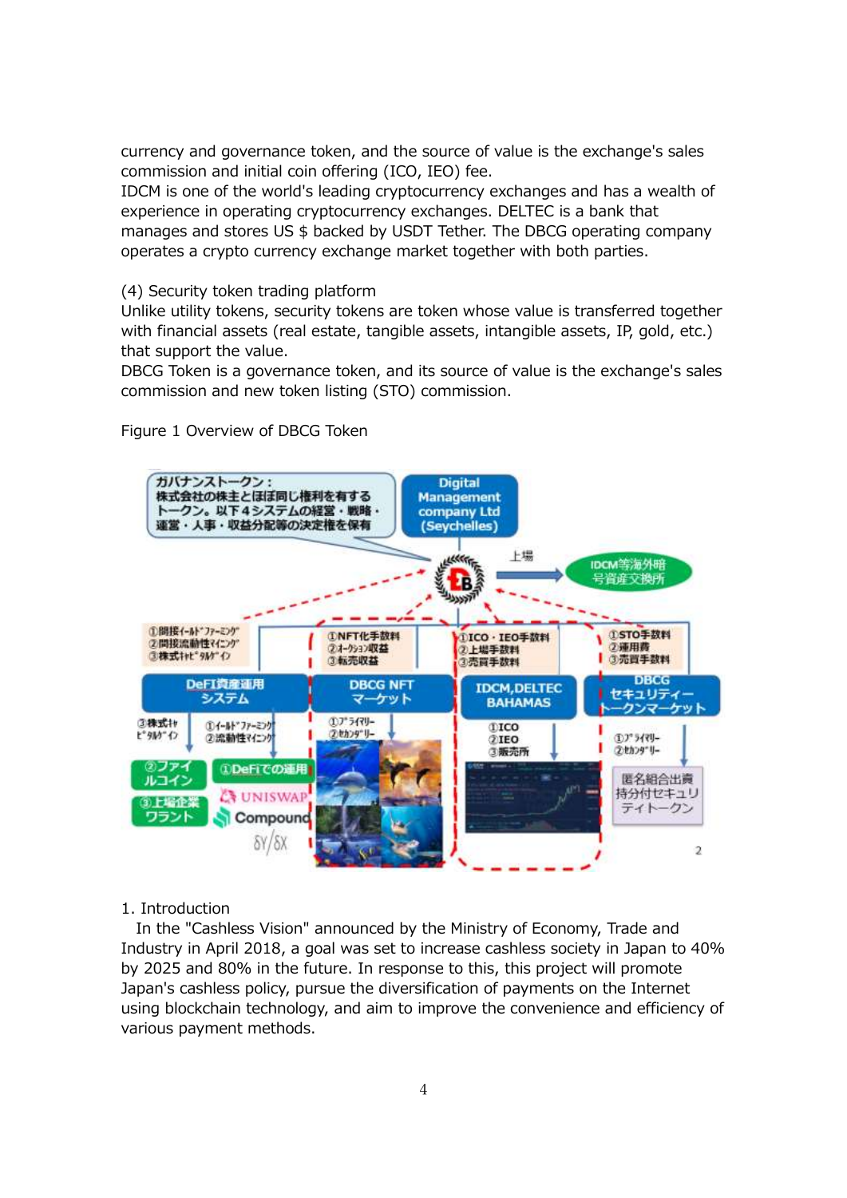currency and governance token, and the source of value is the exchange's sales commission and initial coin offering (ICO, IEO) fee.
IDCM is one of the world's leading cryptocurrency exchanges and has a wealth of experience in operating cryptocurrency exchanges. DELTEC is a bank that manages and stores US $ backed by USDT Tether. The DBCG operating company operates a crypto currency exchange market together with both parties.

(4) Security token trading platform
Unlike utility tokens, security tokens are token whose value is transferred together with financial assets (real estate, tangible assets, intangible assets, IP, gold, etc.) that support the value.
DBCG Token is a governance token, and its source of value is the exchange's sales commission and new token listing (STO) commission.

Figure 1 Overview of DBCG Token

ガバナンストークン：株式会社の株主とほぼ同じ権利を有するトークン。以下４システムの経営・戦略・運営・人事・収益分配等の決定権を保有

Digital Management company Ltd (Seychelles)

上場

IDCM等海外暗号資産交換所

①間接イールドファーミング
②間接流動性マイニング
③株式キャピタルゲイン

①NFT化手数料
②オークション収益
③転売収益

①ICO・IEO手数料
②上場手数料
③売買手数料

①STO手数料
②運用費
③売買手数料

DeFI資産運用システム

DBCG NFT マーケット

IDCM,DELTEC BAHAMAS

DBCG セキュリティートークンマーケット

③株式キャピタルゲイン

①イールドファーミング
②流動性マイニング

①プライマリー
②セカンダリー

①ICO
②IEO
③販売所

①プライマリー
②セカンダリー

②ファイルコイン

③上場企業ワラント

①DeFiでの運用

UNISWAP

Compound

匿名組合出資持分付セキュリティトークン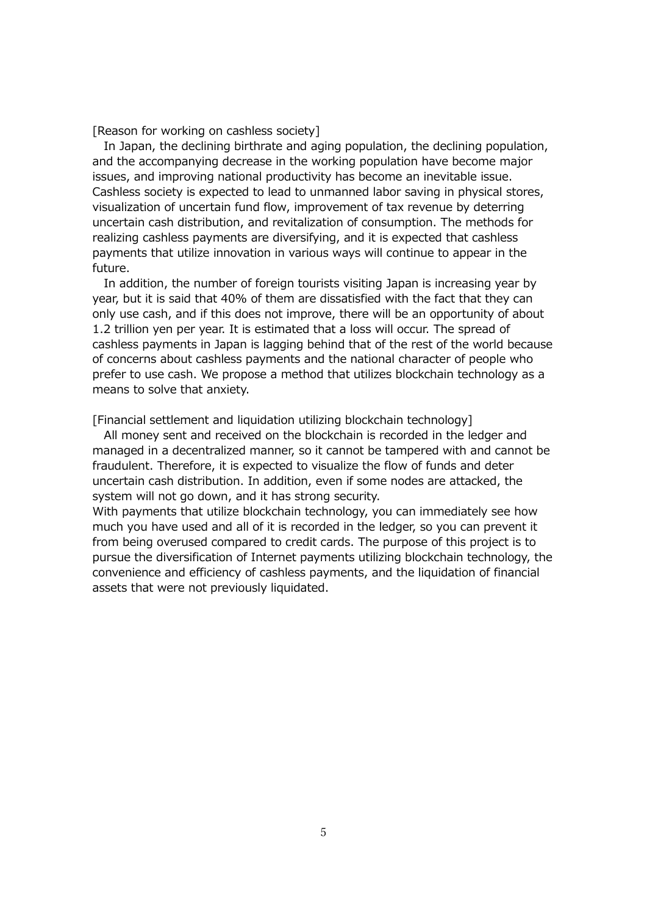[Reason for working on cashless society]

In Japan, the declining birthrate and aging population, the declining population, and the accompanying decrease in the working population have become major issues, and improving national productivity has become an inevitable issue. Cashless society is expected to lead to unmanned labor saving in physical stores, visualization of uncertain fund flow, improvement of tax revenue by deterring uncertain cash distribution, and revitalization of consumption. The methods for realizing cashless payments are diversifying, and it is expected that cashless payments that utilize innovation in various ways will continue to appear in the future.

In addition, the number of foreign tourists visiting Japan is increasing year by year, but it is said that 40% of them are dissatisfied with the fact that they can only use cash, and if this does not improve, there will be an opportunity of about 1.2 trillion yen per year. It is estimated that a loss will occur. The spread of cashless payments in Japan is lagging behind that of the rest of the world because of concerns about cashless payments and the national character of people who prefer to use cash. We propose a method that utilizes blockchain technology as a means to solve that anxiety.

[Financial settlement and liquidation utilizing blockchain technology]

All money sent and received on the blockchain is recorded in the ledger and managed in a decentralized manner, so it cannot be tampered with and cannot be fraudulent. Therefore, it is expected to visualize the flow of funds and deter uncertain cash distribution. In addition, even if some nodes are attacked, the system will not go down, and it has strong security.

With payments that utilize blockchain technology, you can immediately see how much you have used and all of it is recorded in the ledger, so you can prevent it from being overused compared to credit cards. The purpose of this project is to pursue the diversification of Internet payments utilizing blockchain technology, the convenience and efficiency of cashless payments, and the liquidation of financial assets that were not previously liquidated.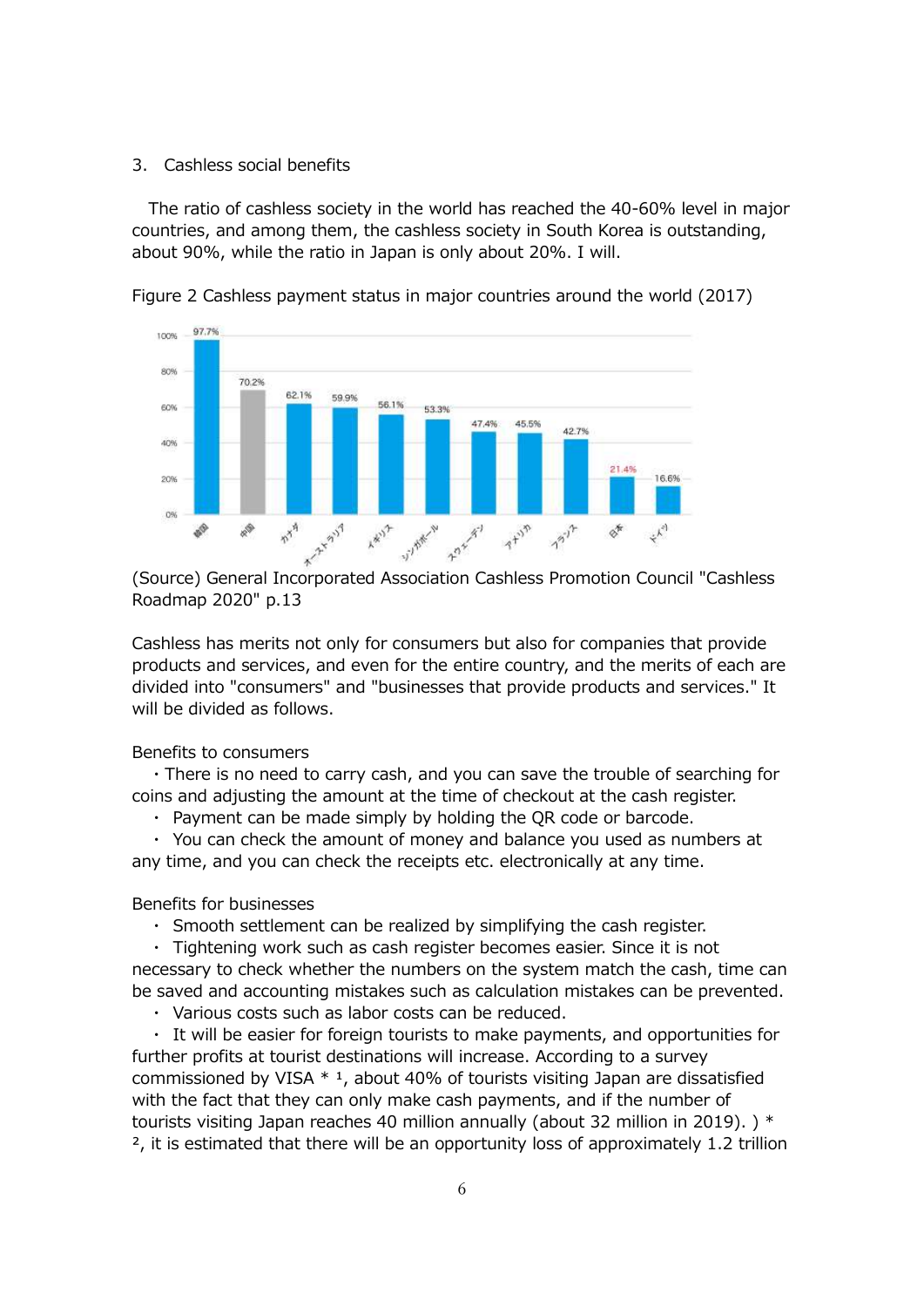3. Cashless social benefits

The ratio of cashless society in the world has reached the 40-60% level in major countries, and among them, the cashless society in South Korea is outstanding, about 90%, while the ratio in Japan is only about 20%. I will.

Figure 2 Cashless payment status in major countries around the world (2017)

| 韓国 | 中国 | カナダ | オーストラリア | イギリス | シンガポール | スウェーデン | アメリカ | フランス | 日本 | ドイツ |
|---|---|---|---|---|---|---|---|---|---|---|
| 97.7% | 70.2% | 62.1% | 59.9% | 56.1% | 53.3% | 47.4% | 45.5% | 42.7% | 21.4% | 16.6% |

(Source) General Incorporated Association Cashless Promotion Council "Cashless Roadmap 2020" p.13

Cashless has merits not only for consumers but also for companies that provide products and services, and even for the entire country, and the merits of each are divided into "consumers" and "businesses that provide products and services." It will be divided as follows.

Benefits to consumers

- There is no need to carry cash, and you can save the trouble of searching for coins and adjusting the amount at the time of checkout at the cash register.
- Payment can be made simply by holding the QR code or barcode.
- You can check the amount of money and balance you used as numbers at any time, and you can check the receipts etc. electronically at any time.

Benefits for businesses

- Smooth settlement can be realized by simplifying the cash register.
- Tightening work such as cash register becomes easier. Since it is not necessary to check whether the numbers on the system match the cash, time can be saved and accounting mistakes such as calculation mistakes can be prevented.
- Various costs such as labor costs can be reduced.
- It will be easier for foreign tourists to make payments, and opportunities for further profits at tourist destinations will increase. According to a survey commissioned by VISA *[1], about 40% of tourists visiting Japan are dissatisfied with the fact that they can only make cash payments, and if the number of tourists visiting Japan reaches 40 million annually (about 32 million in 2019). ) *[2], it is estimated that there will be an opportunity loss of approximately 1.2 trillion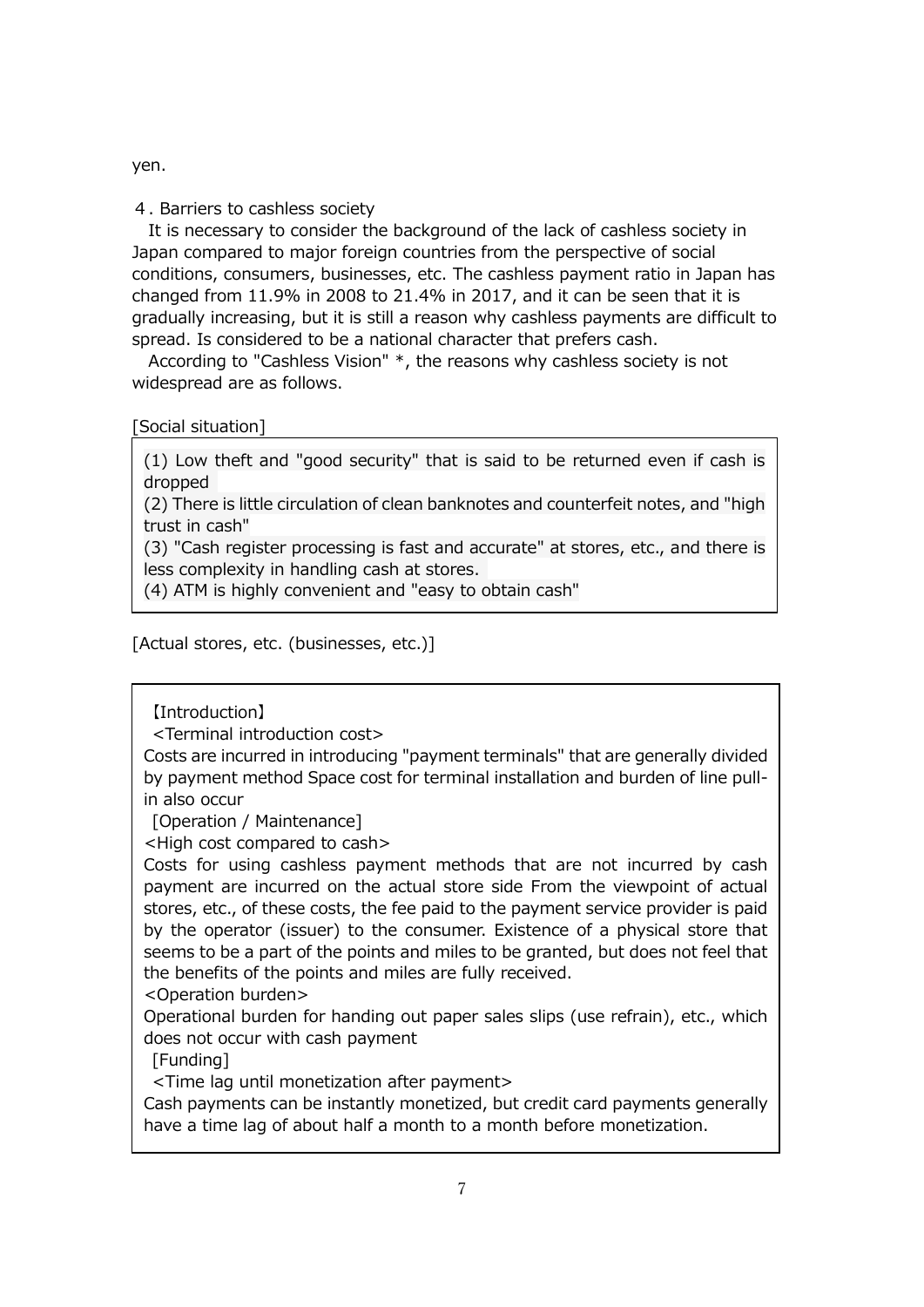yen.

## 4. Barriers to cashless society

It is necessary to consider the background of the lack of cashless society in Japan compared to major foreign countries from the perspective of social conditions, consumers, businesses, etc. The cashless payment ratio in Japan has changed from 11.9% in 2008 to 21.4% in 2017, and it can be seen that it is gradually increasing, but it is still a reason why cashless payments are difficult to spread. Is considered to be a national character that prefers cash.

According to "Cashless Vision" *, the reasons why cashless society is not widespread are as follows.

[Social situation]

(1) Low theft and "good security" that is said to be returned even if cash is dropped
(2) There is little circulation of clean banknotes and counterfeit notes, and "high trust in cash"
(3) "Cash register processing is fast and accurate" at stores, etc., and there is less complexity in handling cash at stores.
(4) ATM is highly convenient and "easy to obtain cash"

[Actual stores, etc. (businesses, etc.)]

【Introduction】

<Terminal introduction cost>

Costs are incurred in introducing "payment terminals" that are generally divided by payment method Space cost for terminal installation and burden of line pull-in also occur

[Operation / Maintenance]

<High cost compared to cash>

Costs for using cashless payment methods that are not incurred by cash payment are incurred on the actual store side From the viewpoint of actual stores, etc., of these costs, the fee paid to the payment service provider is paid by the operator (issuer) to the consumer. Existence of a physical store that seems to be a part of the points and miles to be granted, but does not feel that the benefits of the points and miles are fully received.

<Operation burden>

Operational burden for handing out paper sales slips (use refrain), etc., which does not occur with cash payment

[Funding]

<Time lag until monetization after payment>

Cash payments can be instantly monetized, but credit card payments generally have a time lag of about half a month to a month before monetization.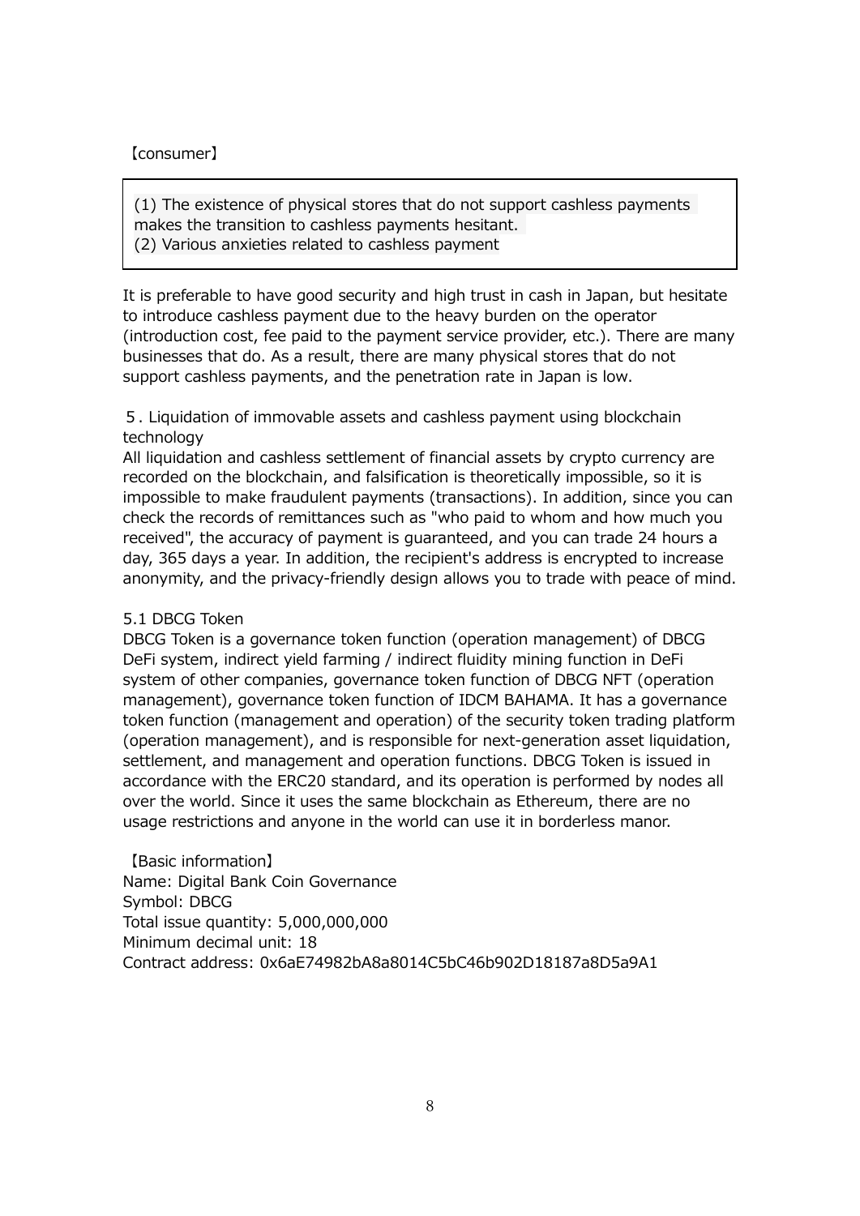【consumer】

> (1) The existence of physical stores that do not support cashless payments makes the transition to cashless payments hesitant.
> (2) Various anxieties related to cashless payment

It is preferable to have good security and high trust in cash in Japan, but hesitate to introduce cashless payment due to the heavy burden on the operator (introduction cost, fee paid to the payment service provider, etc.). There are many businesses that do. As a result, there are many physical stores that do not support cashless payments, and the penetration rate in Japan is low.

## 5. Liquidation of immovable assets and cashless payment using blockchain technology

All liquidation and cashless settlement of financial assets by crypto currency are recorded on the blockchain, and falsification is theoretically impossible, so it is impossible to make fraudulent payments (transactions). In addition, since you can check the records of remittances such as "who paid to whom and how much you received", the accuracy of payment is guaranteed, and you can trade 24 hours a day, 365 days a year. In addition, the recipient's address is encrypted to increase anonymity, and the privacy-friendly design allows you to trade with peace of mind.

### 5.1 DBCG Token

DBCG Token is a governance token function (operation management) of DBCG DeFi system, indirect yield farming / indirect fluidity mining function in DeFi system of other companies, governance token function of DBCG NFT (operation management), governance token function of IDCM BAHAMA. It has a governance token function (management and operation) of the security token trading platform (operation management), and is responsible for next-generation asset liquidation, settlement, and management and operation functions. DBCG Token is issued in accordance with the ERC20 standard, and its operation is performed by nodes all over the world. Since it uses the same blockchain as Ethereum, there are no usage restrictions and anyone in the world can use it in borderless manor.

【Basic information】
Name: Digital Bank Coin Governance
Symbol: DBCG
Total issue quantity: 5,000,000,000
Minimum decimal unit: 18
Contract address: 0x6aE74982bA8a8014C5bC46b902D18187a8D5a9A1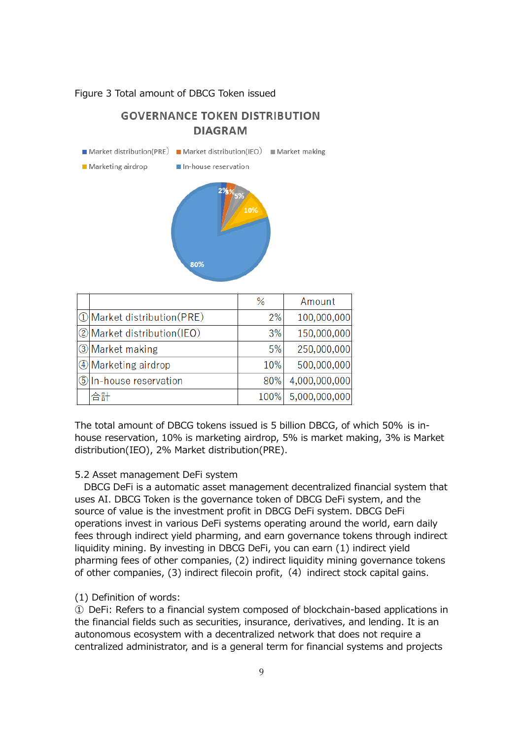Figure 3 Total amount of DBCG Token issued

GOVERNANCE TOKEN DISTRIBUTION DIAGRAM

| | | % | Amount |
|---|---|---|---|
| ① | Market distribution(PRE) | 2% | 100,000,000 |
| ② | Market distribution(IEO) | 3% | 150,000,000 |
| ③ | Market making | 5% | 250,000,000 |
| ④ | Marketing airdrop | 10% | 500,000,000 |
| ⑤ | In-house reservation | 80% | 4,000,000,000 |
| | 合計 | 100% | 5,000,000,000 |

The total amount of DBCG tokens issued is 5 billion DBCG, of which 50% is in-house reservation, 10% is marketing airdrop, 5% is market making, 3% is Market distribution(IEO), 2% Market distribution(PRE).

5.2 Asset management DeFi system

DBCG DeFi is a automatic asset management decentralized financial system that uses AI. DBCG Token is the governance token of DBCG DeFi system, and the source of value is the investment profit in DBCG DeFi system. DBCG DeFi operations invest in various DeFi systems operating around the world, earn daily fees through indirect yield pharming, and earn governance tokens through indirect liquidity mining. By investing in DBCG DeFi, you can earn (1) indirect yield pharming fees of other companies, (2) indirect liquidity mining governance tokens of other companies, (3) indirect filecoin profit, (4) indirect stock capital gains.

(1) Definition of words:

① DeFi: Refers to a financial system composed of blockchain-based applications in the financial fields such as securities, insurance, derivatives, and lending. It is an autonomous ecosystem with a decentralized network that does not require a centralized administrator, and is a general term for financial systems and projects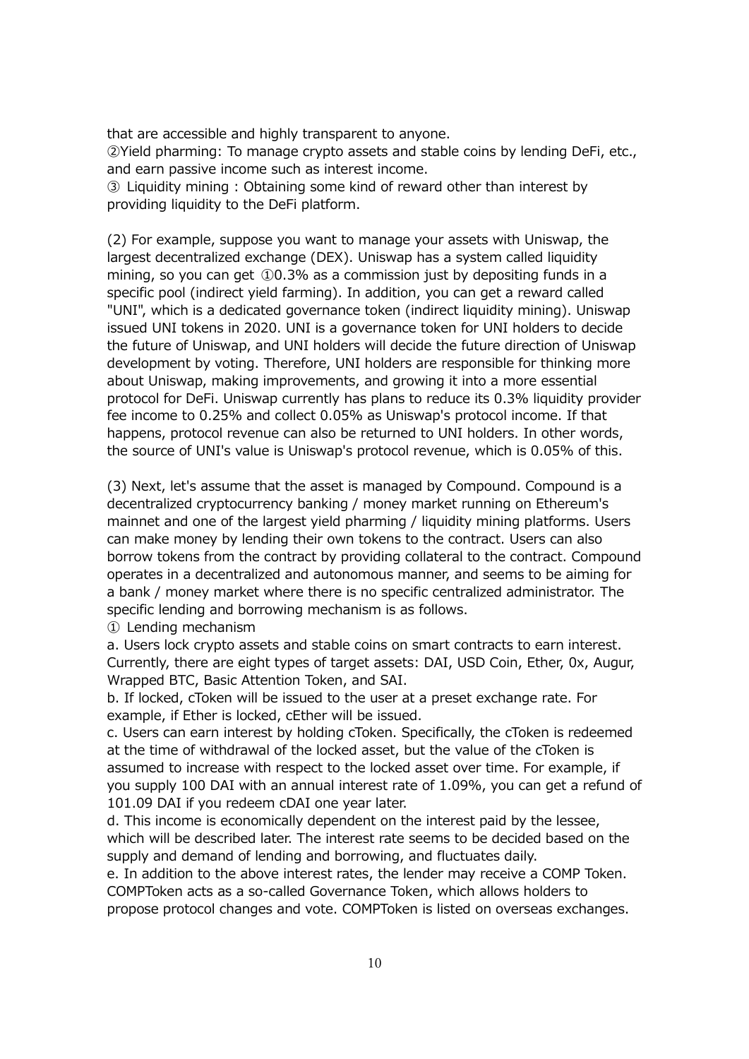that are accessible and highly transparent to anyone.

②Yield pharming: To manage crypto assets and stable coins by lending DeFi, etc., and earn passive income such as interest income.

③ Liquidity mining : Obtaining some kind of reward other than interest by providing liquidity to the DeFi platform.

(2) For example, suppose you want to manage your assets with Uniswap, the largest decentralized exchange (DEX). Uniswap has a system called liquidity mining, so you can get ①0.3% as a commission just by depositing funds in a specific pool (indirect yield farming). In addition, you can get a reward called "UNI", which is a dedicated governance token (indirect liquidity mining). Uniswap issued UNI tokens in 2020. UNI is a governance token for UNI holders to decide the future of Uniswap, and UNI holders will decide the future direction of Uniswap development by voting. Therefore, UNI holders are responsible for thinking more about Uniswap, making improvements, and growing it into a more essential protocol for DeFi. Uniswap currently has plans to reduce its 0.3% liquidity provider fee income to 0.25% and collect 0.05% as Uniswap's protocol income. If that happens, protocol revenue can also be returned to UNI holders. In other words, the source of UNI's value is Uniswap's protocol revenue, which is 0.05% of this.

(3) Next, let's assume that the asset is managed by Compound. Compound is a decentralized cryptocurrency banking / money market running on Ethereum's mainnet and one of the largest yield pharming / liquidity mining platforms. Users can make money by lending their own tokens to the contract. Users can also borrow tokens from the contract by providing collateral to the contract. Compound operates in a decentralized and autonomous manner, and seems to be aiming for a bank / money market where there is no specific centralized administrator. The specific lending and borrowing mechanism is as follows.

① Lending mechanism

a. Users lock crypto assets and stable coins on smart contracts to earn interest. Currently, there are eight types of target assets: DAI, USD Coin, Ether, 0x, Augur, Wrapped BTC, Basic Attention Token, and SAI.

b. If locked, cToken will be issued to the user at a preset exchange rate. For example, if Ether is locked, cEther will be issued.

c. Users can earn interest by holding cToken. Specifically, the cToken is redeemed at the time of withdrawal of the locked asset, but the value of the cToken is assumed to increase with respect to the locked asset over time. For example, if you supply 100 DAI with an annual interest rate of 1.09%, you can get a refund of 101.09 DAI if you redeem cDAI one year later.

d. This income is economically dependent on the interest paid by the lessee, which will be described later. The interest rate seems to be decided based on the supply and demand of lending and borrowing, and fluctuates daily.

e. In addition to the above interest rates, the lender may receive a COMP Token. COMPToken acts as a so-called Governance Token, which allows holders to propose protocol changes and vote. COMPToken is listed on overseas exchanges.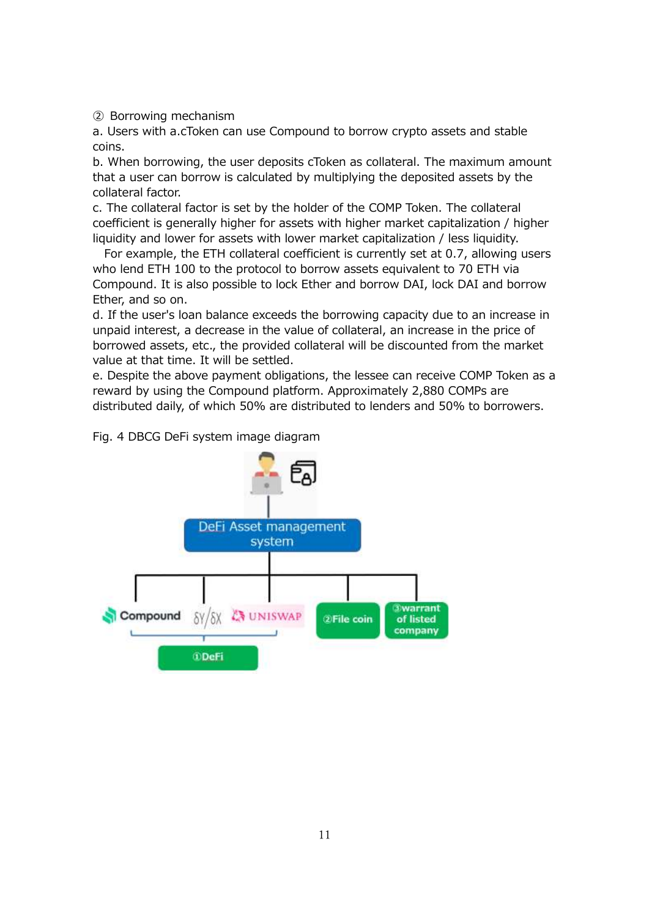② Borrowing mechanism

a. Users with a.cToken can use Compound to borrow crypto assets and stable coins.

b. When borrowing, the user deposits cToken as collateral. The maximum amount that a user can borrow is calculated by multiplying the deposited assets by the collateral factor.

c. The collateral factor is set by the holder of the COMP Token. The collateral coefficient is generally higher for assets with higher market capitalization / higher liquidity and lower for assets with lower market capitalization / less liquidity.

For example, the ETH collateral coefficient is currently set at 0.7, allowing users who lend ETH 100 to the protocol to borrow assets equivalent to 70 ETH via Compound. It is also possible to lock Ether and borrow DAI, lock DAI and borrow Ether, and so on.

d. If the user's loan balance exceeds the borrowing capacity due to an increase in unpaid interest, a decrease in the value of collateral, an increase in the price of borrowed assets, etc., the provided collateral will be discounted from the market value at that time. It will be settled.

e. Despite the above payment obligations, the lessee can receive COMP Token as a reward by using the Compound platform. Approximately 2,880 COMPs are distributed daily, of which 50% are distributed to lenders and 50% to borrowers.

Fig. 4 DBCG DeFi system image diagram

DeFi Asset management system

Compound | δY/δX | UNISWAP | ②File coin | ③warrant of listed company

①DeFi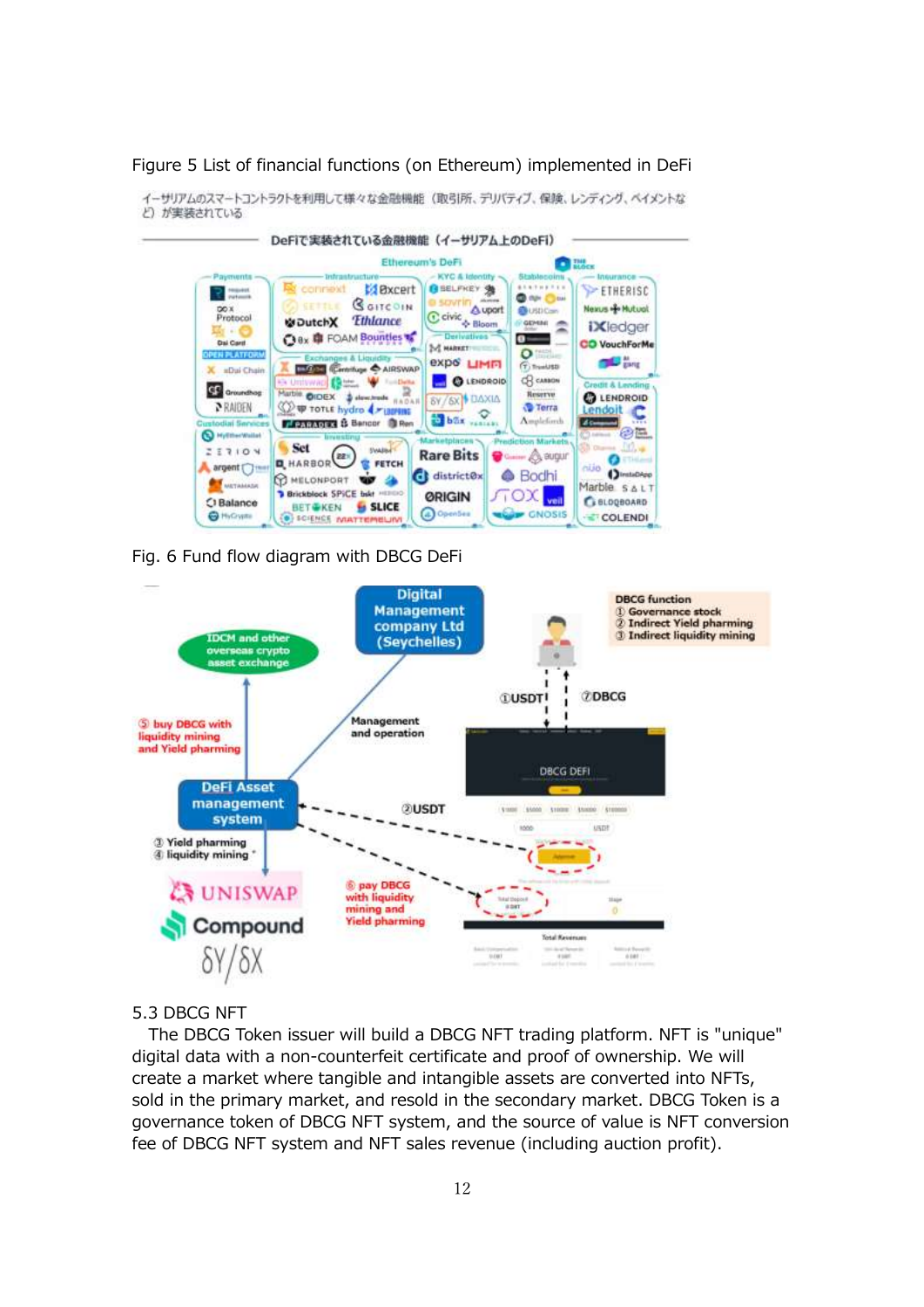Figure 5 List of financial functions (on Ethereum) implemented in DeFi

Fig. 6 Fund flow diagram with DBCG DeFi

5.3 DBCG NFT

The DBCG Token issuer will build a DBCG NFT trading platform. NFT is "unique" digital data with a non-counterfeit certificate and proof of ownership. We will create a market where tangible and intangible assets are converted into NFTs, sold in the primary market, and resold in the secondary market. DBCG Token is a governance token of DBCG NFT system, and the source of value is NFT conversion fee of DBCG NFT system and NFT sales revenue (including auction profit).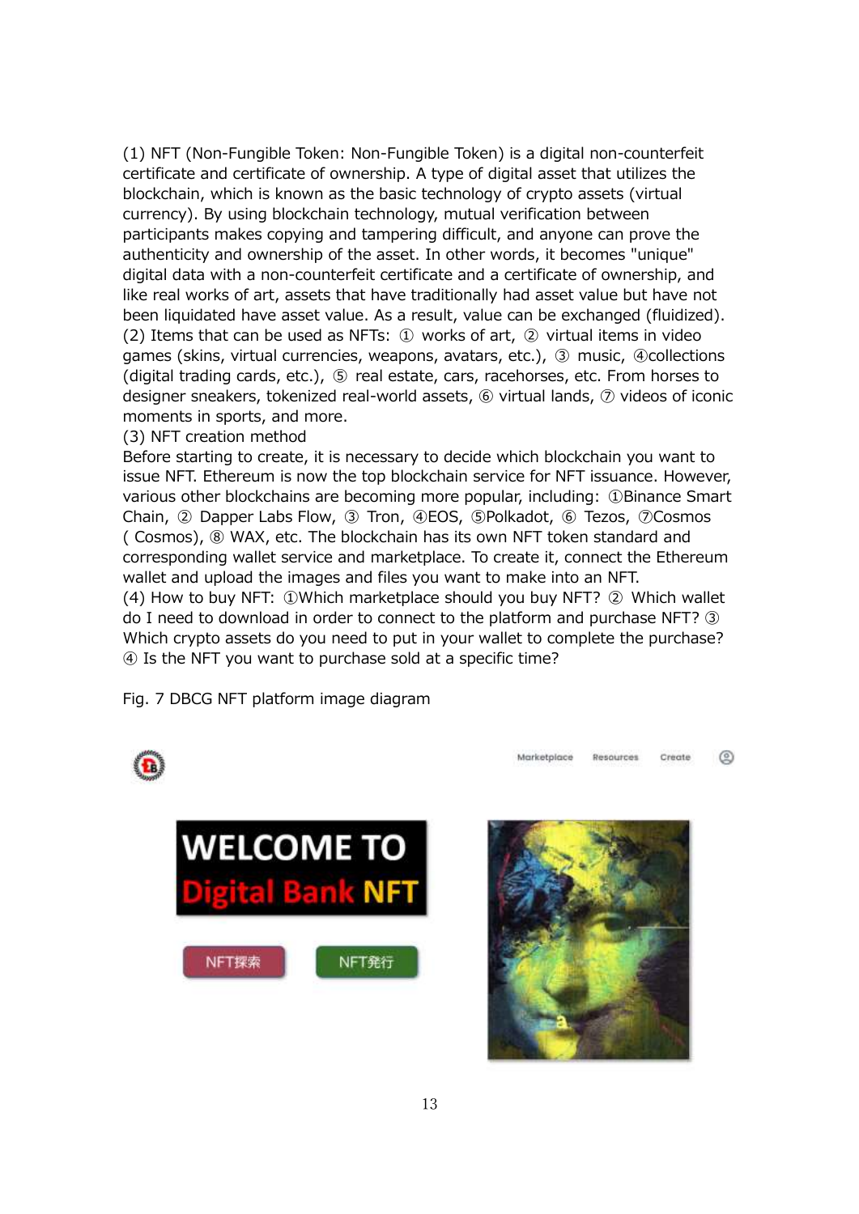(1) NFT (Non-Fungible Token: Non-Fungible Token) is a digital non-counterfeit certificate and certificate of ownership. A type of digital asset that utilizes the blockchain, which is known as the basic technology of crypto assets (virtual currency). By using blockchain technology, mutual verification between participants makes copying and tampering difficult, and anyone can prove the authenticity and ownership of the asset. In other words, it becomes "unique" digital data with a non-counterfeit certificate and a certificate of ownership, and like real works of art, assets that have traditionally had asset value but have not been liquidated have asset value. As a result, value can be exchanged (fluidized).

(2) Items that can be used as NFTs: ① works of art, ② virtual items in video games (skins, virtual currencies, weapons, avatars, etc.), ③ music, ④collections (digital trading cards, etc.), ⑤ real estate, cars, racehorses, etc. From horses to designer sneakers, tokenized real-world assets, ⑥ virtual lands, ⑦ videos of iconic moments in sports, and more.

(3) NFT creation method

Before starting to create, it is necessary to decide which blockchain you want to issue NFT. Ethereum is now the top blockchain service for NFT issuance. However, various other blockchains are becoming more popular, including: ①Binance Smart Chain, ② Dapper Labs Flow, ③ Tron, ④EOS, ⑤Polkadot, ⑥ Tezos, ⑦Cosmos ( Cosmos), ⑧ WAX, etc. The blockchain has its own NFT token standard and corresponding wallet service and marketplace. To create it, connect the Ethereum wallet and upload the images and files you want to make into an NFT.

(4) How to buy NFT: ①Which marketplace should you buy NFT? ② Which wallet do I need to download in order to connect to the platform and purchase NFT? ③ Which crypto assets do you need to put in your wallet to complete the purchase? ④ Is the NFT you want to purchase sold at a specific time?

Fig. 7 DBCG NFT platform image diagram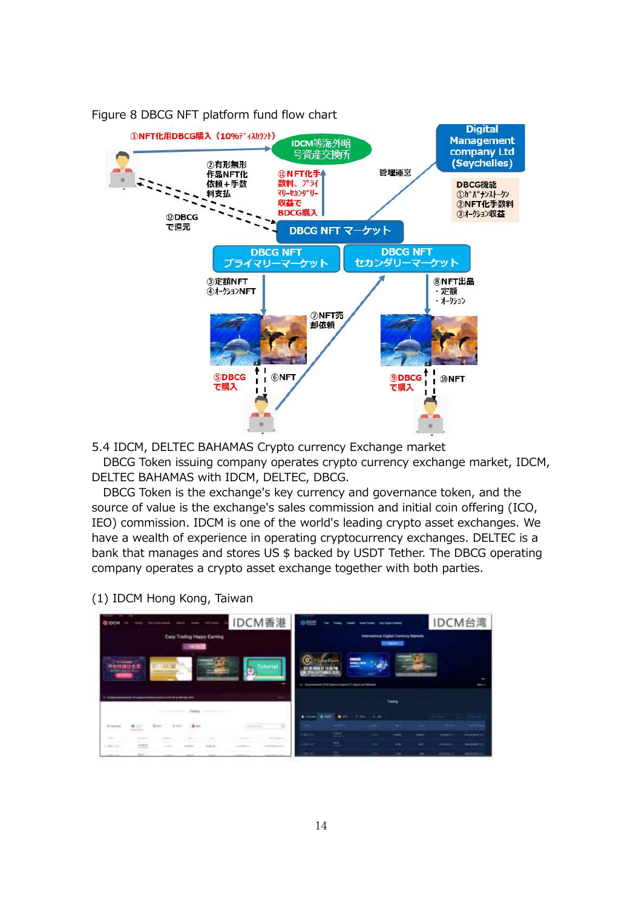Figure 8 DBCG NFT platform fund flow chart

①NFT化用DBCG購入（10%ﾃﾞｨｽｶｳﾝﾄ）

IDCM等海外暗号資産交換所

Digital Management company Ltd (Seychelles)

DBCG機能
①ｶﾞﾊﾞﾅﾝｽﾄｰｸﾝ
②NFT化手数料
③ｵｰｸｼｮﾝ収益

②有形無形作品NFT化依頼＋手数料支払

⑪NFT化手数料、ﾌﾟﾗｲﾏﾘｰｾｶﾝﾀﾞﾘｰ収益でBDCG購入

管理運営

⑫DBCGで還元

DBCG NFT マーケット

DBCG NFT プライマリーマーケット

DBCG NFT セカンダリーマーケット

③定額NFT
④ｵｰｸｼｮﾝNFT

⑦NFT売却依頼

⑧NFT出品
・定額
・ｵｰｸｼｮﾝ

⑤DBCGで購入

⑥NFT

⑨DBCGで購入

⑩NFT

5.4 IDCM, DELTEC BAHAMAS Crypto currency Exchange market

DBCG Token issuing company operates crypto currency exchange market, IDCM, DELTEC BAHAMAS with IDCM, DELTEC, DBCG.

DBCG Token is the exchange's key currency and governance token, and the source of value is the exchange's sales commission and initial coin offering (ICO, IEO) commission. IDCM is one of the world's leading crypto asset exchanges. We have a wealth of experience in operating cryptocurrency exchanges. DELTEC is a bank that manages and stores US $ backed by USDT Tether. The DBCG operating company operates a crypto asset exchange together with both parties.

(1) IDCM Hong Kong, Taiwan

IDCM香港

IDCM台湾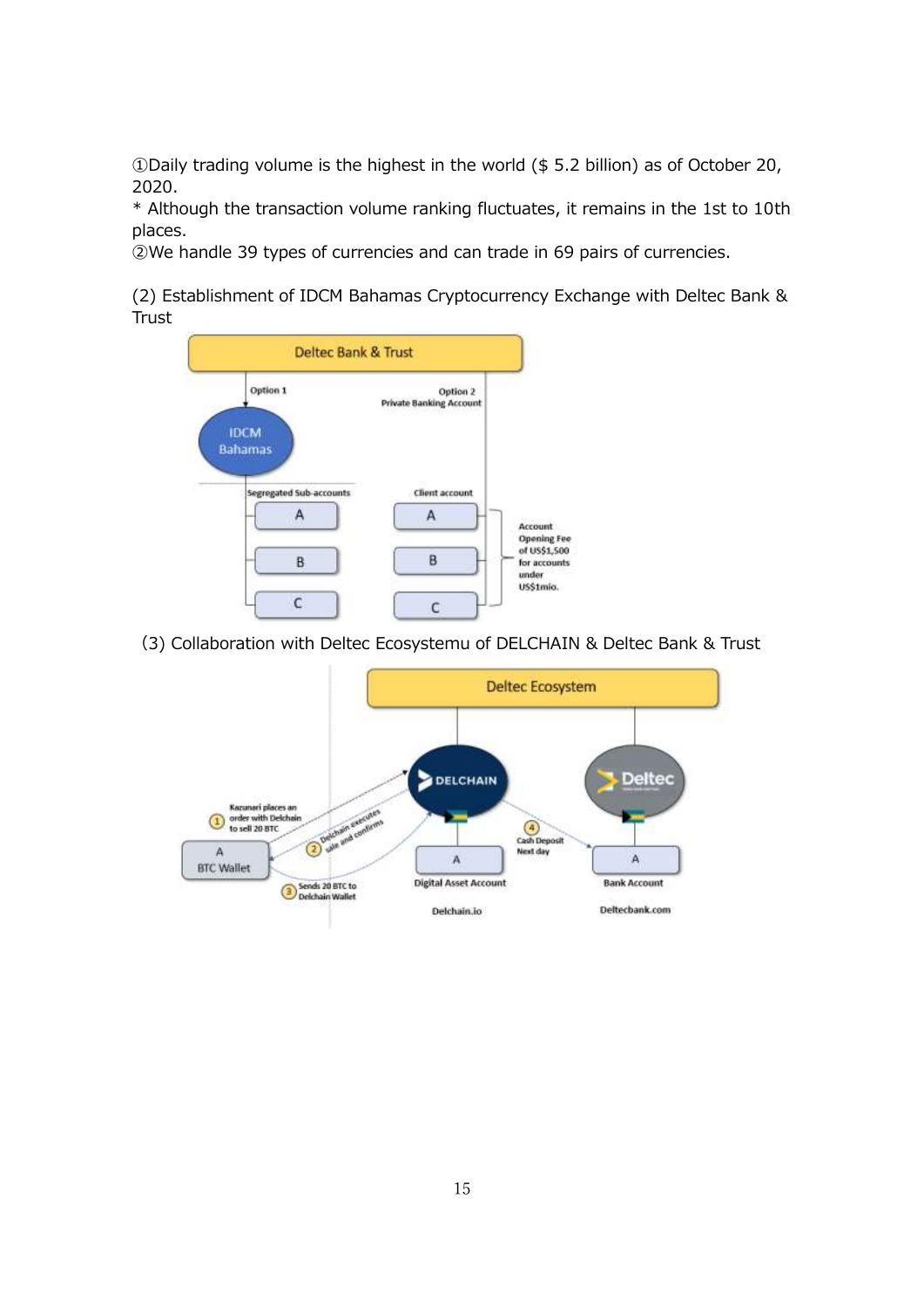①Daily trading volume is the highest in the world ($ 5.2 billion) as of October 20, 2020.
* Although the transaction volume ranking fluctuates, it remains in the 1st to 10th places.
②We handle 39 types of currencies and can trade in 69 pairs of currencies.

(2) Establishment of IDCM Bahamas Cryptocurrency Exchange with Deltec Bank & Trust

Deltec Bank & Trust

Option 1

IDCM Bahamas

Segregated Sub-accounts

A

B

C

Option 2
Private Banking Account

Client account

A

B

C

Account Opening Fee of US$1,500 for accounts under US$1mio.

(3) Collaboration with Deltec Ecosystemu of DELCHAIN & Deltec Bank & Trust

Deltec Ecosystem

DELCHAIN

Deltec

① Kazunari places an order with Delchain to sell 20 BTC

② Delchain executes sale and confirms

③ Sends 20 BTC to Delchain Wallet

④ Cash Deposit Next day

A
BTC Wallet

A
Digital Asset Account

Delchain.io

A
Bank Account

Deltecbank.com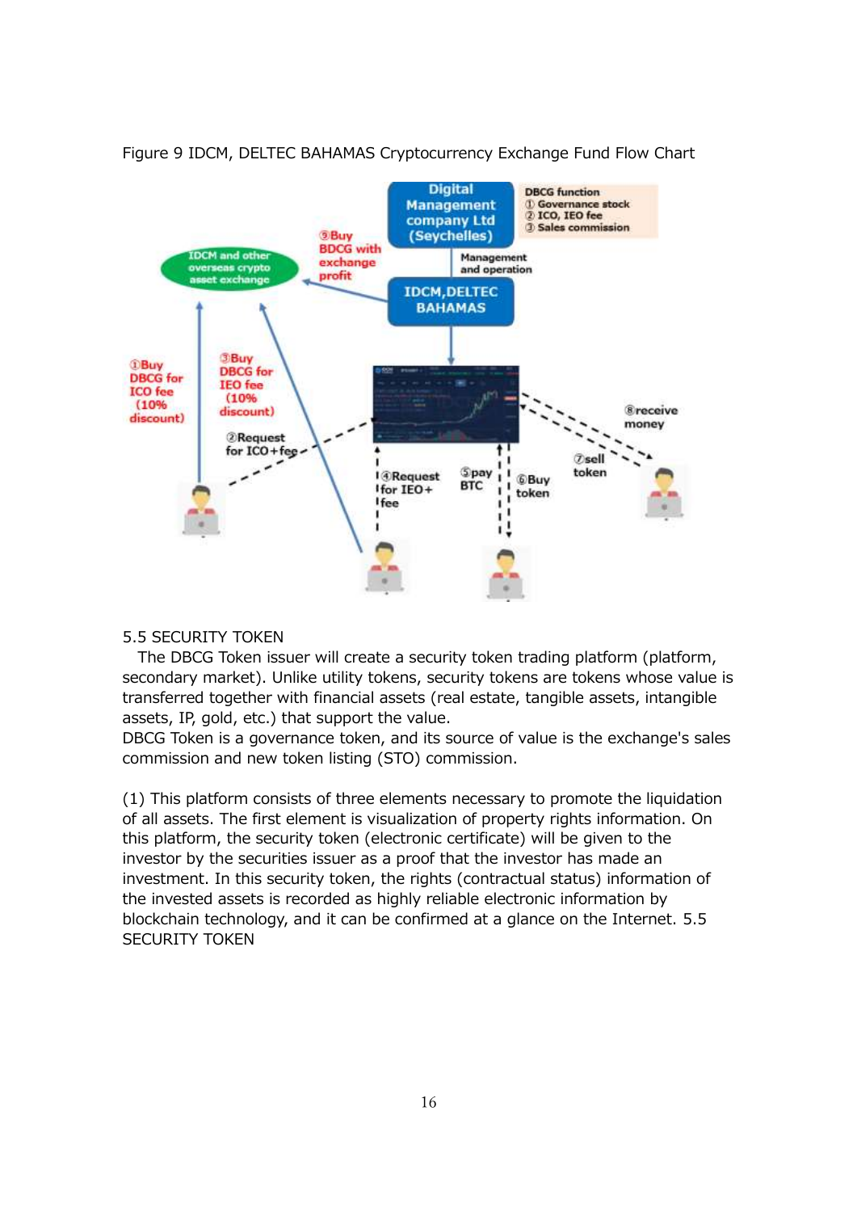Figure 9 IDCM, DELTEC BAHAMAS Cryptocurrency Exchange Fund Flow Chart

5.5 SECURITY TOKEN

The DBCG Token issuer will create a security token trading platform (platform, secondary market). Unlike utility tokens, security tokens are tokens whose value is transferred together with financial assets (real estate, tangible assets, intangible assets, IP, gold, etc.) that support the value.
DBCG Token is a governance token, and its source of value is the exchange's sales commission and new token listing (STO) commission.

(1) This platform consists of three elements necessary to promote the liquidation of all assets. The first element is visualization of property rights information. On this platform, the security token (electronic certificate) will be given to the investor by the securities issuer as a proof that the investor has made an investment. In this security token, the rights (contractual status) information of the invested assets is recorded as highly reliable electronic information by blockchain technology, and it can be confirmed at a glance on the Internet. 5.5 SECURITY TOKEN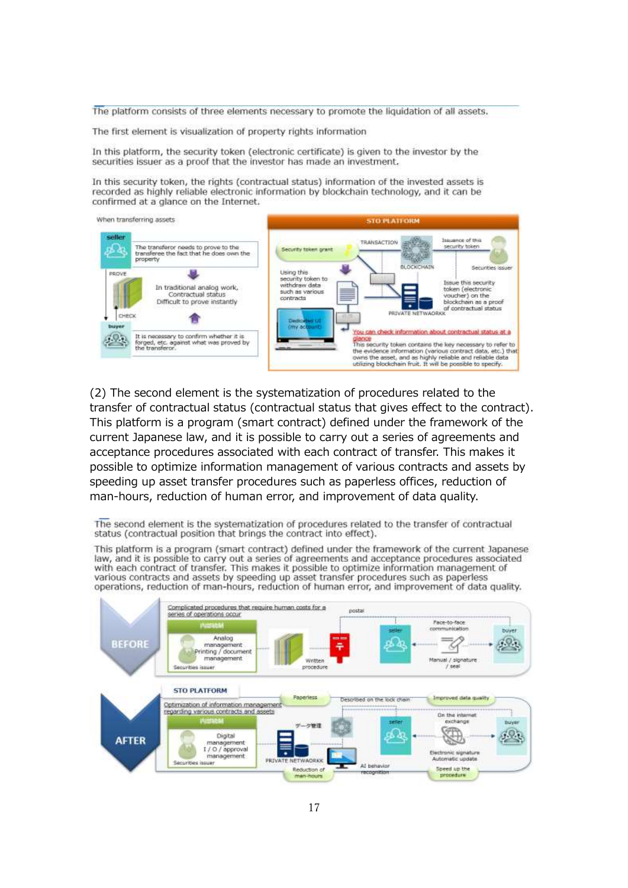The platform consists of three elements necessary to promote the liquidation of all assets.

The first element is visualization of property rights information

In this platform, the security token (electronic certificate) is given to the investor by the securities issuer as a proof that the investor has made an investment.

In this security token, the rights (contractual status) information of the invested assets is recorded as highly reliable electronic information by blockchain technology, and it can be confirmed at a glance on the Internet.

When transferring assets

seller

The transferor needs to prove to the transferee the fact that he does own the property

PROVE

In traditional analog work, Contractual status Difficult to prove instantly

CHECK

buyer

It is necessary to confirm whether it is forged, etc. against what was proved by the transferor.

STO PLATFORM

Security token grant

TRANSACTION

BLOCKCHAIN

Issuance of this security token

Securities issuer

Using this security token to withdraw data such as various contracts

Issue this security token (electronic voucher) on the blockchain as a proof of contractual status

PRIVATE NETWAORKK

Dedicated UI (my account)

You can check information about contractual status at a glance

This security token contains the key necessary to refer to the evidence information (various contract data, etc.) that owns the asset, and as highly reliable and reliable data utilizing blockchain fruit. It will be possible to specify.

(2) The second element is the systematization of procedures related to the transfer of contractual status (contractual status that gives effect to the contract). This platform is a program (smart contract) defined under the framework of the current Japanese law, and it is possible to carry out a series of agreements and acceptance procedures associated with each contract of transfer. This makes it possible to optimize information management of various contracts and assets by speeding up asset transfer procedures such as paperless offices, reduction of man-hours, reduction of human error, and improvement of data quality.

The second element is the systematization of procedures related to the transfer of contractual status (contractual status that brings the contract into effect).

This platform is a program (smart contract) defined under the framework of the current Japanese law, and it is possible to carry out a series of agreements and acceptance procedures associated with each contract of transfer. This makes it possible to optimize information management of various contracts and assets by speeding up asset transfer procedures such as paperless operations, reduction of man-hours, reduction of human error, and improvement of data quality.

BEFORE

Complicated procedures that require human costs for a series of operations occur

Analog management Printing / document management

Securities issuer

Written procedure

postal

seller

Face-to-face communication

Manual / signature / seal

buyer

AFTER

STO PLATFORM

Optimization of information management regarding various contracts and assets

Digital management I / O / approval management

Securities issuer

Paperless

データ管理

PRIVATE NETWAORKK

Reduction of man-hours

Described on the lock chain

AI behavior recognition

Improved data quality

seller

On the internet exchange

Electronic signature Automatic update

buyer

Speed up the procedure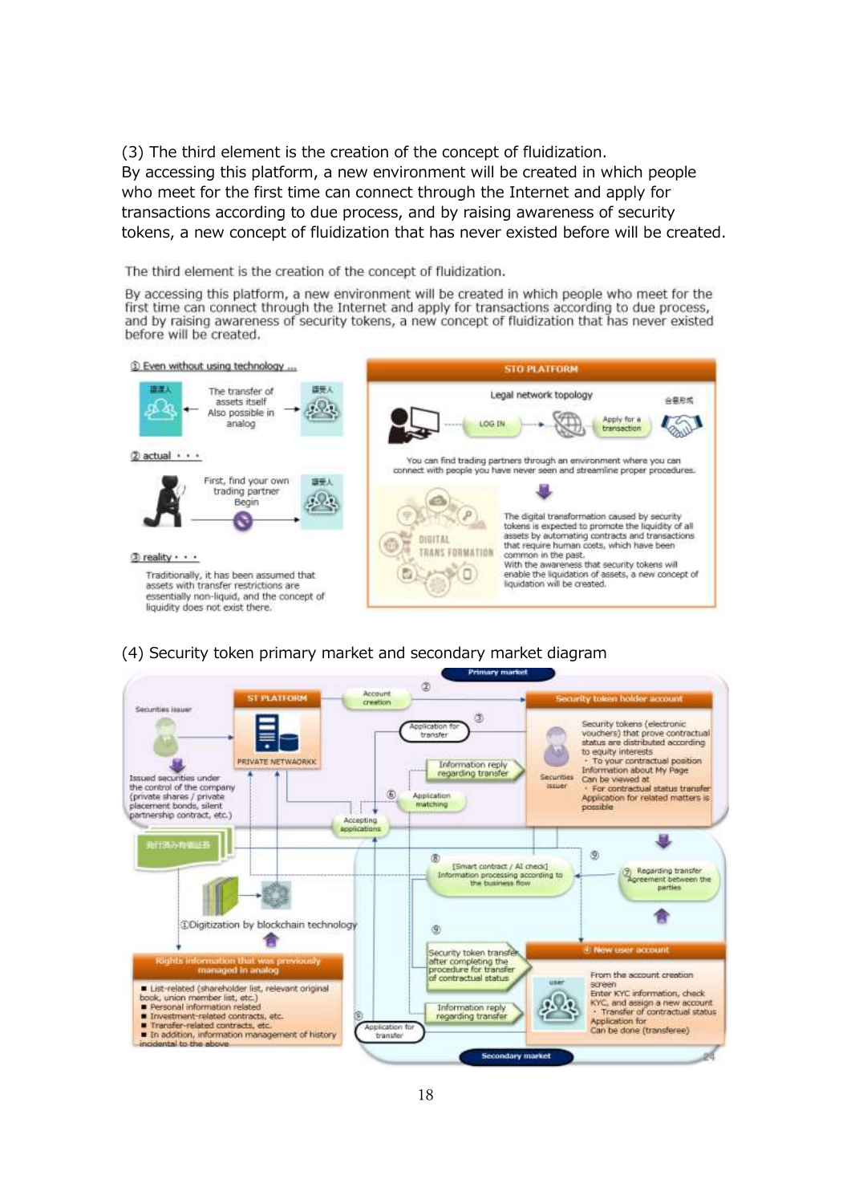(3) The third element is the creation of the concept of fluidization.
By accessing this platform, a new environment will be created in which people who meet for the first time can connect through the Internet and apply for transactions according to due process, and by raising awareness of security tokens, a new concept of fluidization that has never existed before will be created.

The third element is the creation of the concept of fluidization.

By accessing this platform, a new environment will be created in which people who meet for the first time can connect through the Internet and apply for transactions according to due process, and by raising awareness of security tokens, a new concept of fluidization that has never existed before will be created.

① Even without using technology ...

譲渡人 — The transfer of assets itself Also possible in analog — 譲受人

② actual ・・・

First, find your own trading partner Begin — 譲受人

③ reality ・・・

Traditionally, it has been assumed that assets with transfer restrictions are essentially non-liquid, and the concept of liquidity does not exist there.

STO PLATFORM

Legal network topology

LOG IN → Apply for a transaction — 合意形成

You can find trading partners through an environment where you can connect with people you have never seen and streamline proper procedures.

DIGITAL TRANS FORMATION

The digital transformation caused by security tokens is expected to promote the liquidity of all assets by automating contracts and transactions that require human costs, which have been common in the past.
With the awareness that security tokens will enable the liquidation of assets, a new concept of liquidation will be created.

(4) Security token primary market and secondary market diagram

Primary market

Securities issuer

Issued securities under the control of the company (private shares / private placement bonds, silent partnership contract, etc.)

ST PLATFORM

PRIVATE NETWAORKK

② Account creation

③ Application for transfer

Information reply regarding transfer

⑤ Application matching

Accepting applications

Security token holder account

Securities issuer

Security tokens (electronic vouchers) that prove contractual status are distributed according to equity interests
・ To your contractual position Information about My Page Can be viewed at
・ For contractual status transfer Application for related matters is possible

発行済み有価証券

①Digitization by blockchain technology

Rights information that was previously managed in analog

- List-related (shareholder list, relevant original book, union member list, etc.)
- Personal information related
- Investment-related contracts, etc.
- Transfer-related contracts, etc.
- In addition, information management of history incidental to the above

⑧ [Smart contract / AI check] Information processing according to the business flow

⑨

⑦ Regarding transfer Agreement between the parties

⑨ Security token transfer after completing the procedure for transfer of contractual status

Information reply regarding transfer

⑥ Application for transfer

④ New user account

user

From the account creation screen
Enter KYC information, check KYC, and assign a new account
・ Transfer of contractual status Application for Can be done (transferee)

Secondary market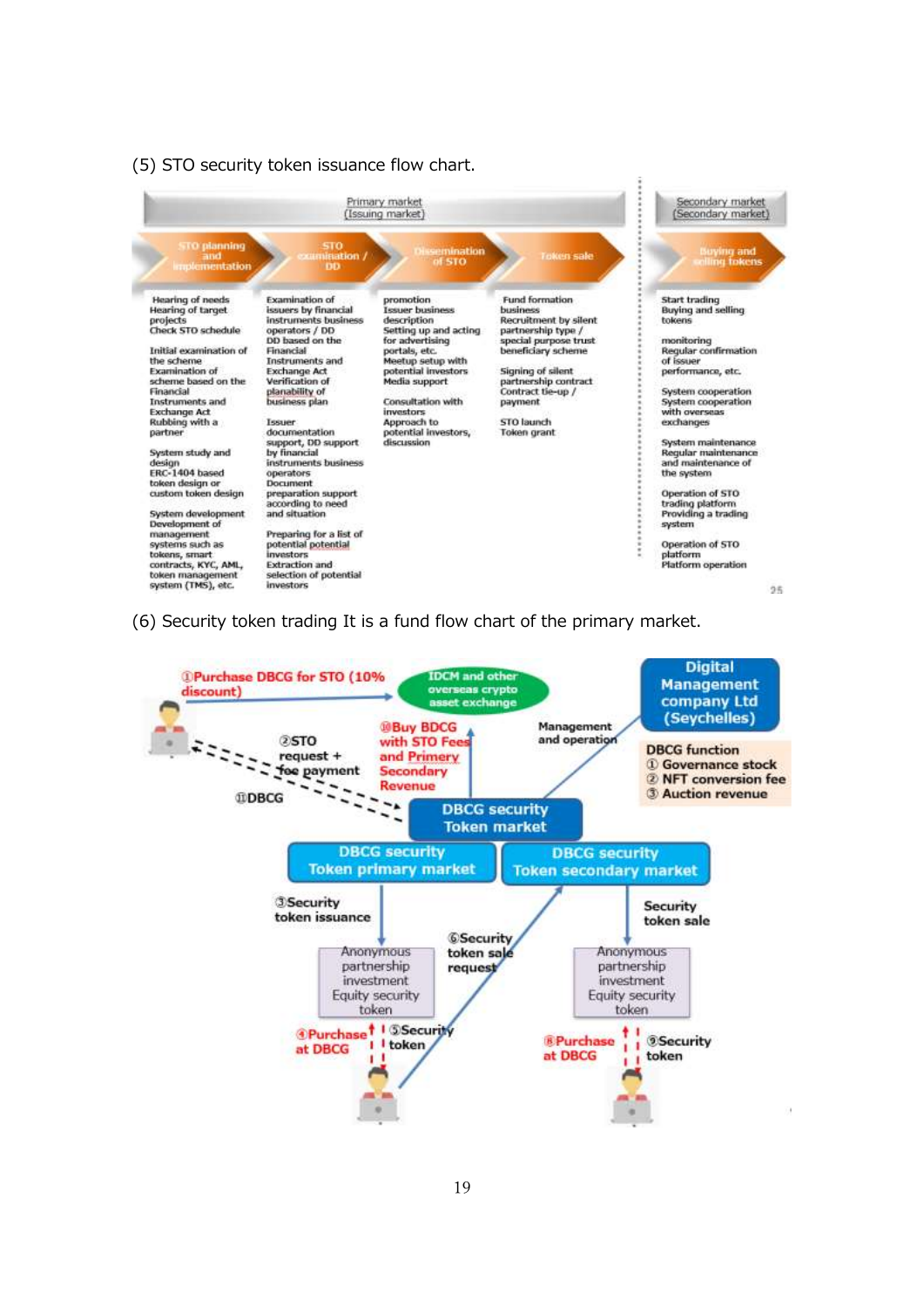(5) STO security token issuance flow chart.

| Primary market (Issuing market) | | | | Secondary market (Secondary market) |
|---|---|---|---|---|
| STO planning and implementation | STO examination / DD | Dissemination of STO | Token sale | Buying and selling tokens |
| Hearing of needs<br>Hearing of target projects<br>Check STO schedule<br><br>Initial examination of the scheme<br>Examination of scheme based on the Financial Instruments and Exchange Act<br>Rubbing with a partner<br><br>System study and design<br>ERC-1404 based token design or custom token design<br><br>System development<br>Development of management systems such as tokens, smart contracts, KYC, AML, token management system (TMS), etc. | Examination of issuers by financial instruments business operators / DD<br>DD based on the Financial Instruments and Exchange Act<br>Verification of planability of business plan<br><br>Issuer documentation support, DD support by financial instruments business operators<br>Document preparation support according to need and situation<br><br>Preparing for a list of potential potential investors<br>Extraction and selection of potential investors | promotion<br>Issuer business description<br>Setting up and acting for advertising portals, etc.<br>Meetup setup with potential investors<br>Media support<br><br>Consultation with investors<br>Approach to potential investors, discussion | Fund formation business<br>Recruitment by silent partnership type / special purpose trust beneficiary scheme<br><br>Signing of silent partnership contract<br>Contract tie-up / payment<br><br>STO launch<br>Token grant | Start trading<br>Buying and selling tokens<br><br>monitoring<br>Regular confirmation of issuer performance, etc.<br><br>System cooperation<br>System cooperation with overseas exchanges<br><br>System maintenance<br>Regular maintenance and maintenance of the system<br><br>Operation of STO trading platform<br>Providing a trading system<br><br>Operation of STO platform<br>Platform operation |

(6) Security token trading It is a fund flow chart of the primary market.

- ①Purchase DBCG for STO (10% discount) → IDCM and other overseas crypto asset exchange
- ②STO request + fee payment
- ⑪DBCG
- ⑩Buy BDCG with STO Fees and Primery Secondary Revenue
- Digital Management company Ltd (Seychelles) — Management and operation
- DBCG function: ① Governance stock ② NFT conversion fee ③ Auction revenue
- DBCG security Token market
  - DBCG security Token primary market
    - ③Security token issuance → Anonymous partnership investment Equity security token
    - ④Purchase at DBCG / ⑤Security token
    - ⑥Security token sale request
  - DBCG security Token secondary market
    - Security token sale → Anonymous partnership investment Equity security token
    - ⑧Purchase at DBCG / ⑨Security token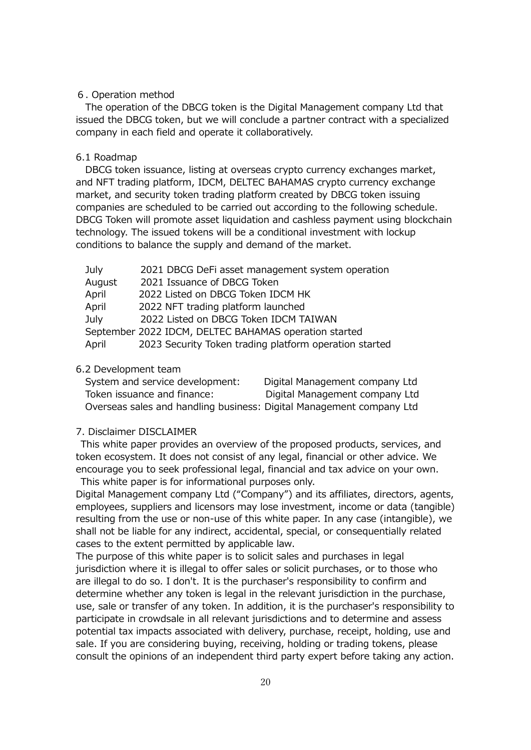## 6. Operation method

The operation of the DBCG token is the Digital Management company Ltd that issued the DBCG token, but we will conclude a partner contract with a specialized company in each field and operate it collaboratively.

### 6.1 Roadmap

DBCG token issuance, listing at overseas crypto currency exchanges market, and NFT trading platform, IDCM, DELTEC BAHAMAS crypto currency exchange market, and security token trading platform created by DBCG token issuing companies are scheduled to be carried out according to the following schedule. DBCG Token will promote asset liquidation and cashless payment using blockchain technology. The issued tokens will be a conditional investment with lockup conditions to balance the supply and demand of the market.

| | |
|---|---|
| July | 2021 DBCG DeFi asset management system operation |
| August | 2021 Issuance of DBCG Token |
| April | 2022 Listed on DBCG Token IDCM HK |
| April | 2022 NFT trading platform launched |
| July | 2022 Listed on DBCG Token IDCM TAIWAN |
| September | 2022 IDCM, DELTEC BAHAMAS operation started |
| April | 2023 Security Token trading platform operation started |

### 6.2 Development team

| | |
|---|---|
| System and service development: | Digital Management company Ltd |
| Token issuance and finance: | Digital Management company Ltd |
| Overseas sales and handling business: | Digital Management company Ltd |

## 7. Disclaimer DISCLAIMER

This white paper provides an overview of the proposed products, services, and token ecosystem. It does not consist of any legal, financial or other advice. We encourage you to seek professional legal, financial and tax advice on your own.

This white paper is for informational purposes only.

Digital Management company Ltd ("Company") and its affiliates, directors, agents, employees, suppliers and licensors may lose investment, income or data (tangible) resulting from the use or non-use of this white paper. In any case (intangible), we shall not be liable for any indirect, accidental, special, or consequentially related cases to the extent permitted by applicable law.

The purpose of this white paper is to solicit sales and purchases in legal jurisdiction where it is illegal to offer sales or solicit purchases, or to those who are illegal to do so. I don't. It is the purchaser's responsibility to confirm and determine whether any token is legal in the relevant jurisdiction in the purchase, use, sale or transfer of any token. In addition, it is the purchaser's responsibility to participate in crowdsale in all relevant jurisdictions and to determine and assess potential tax impacts associated with delivery, purchase, receipt, holding, use and sale. If you are considering buying, receiving, holding or trading tokens, please consult the opinions of an independent third party expert before taking any action.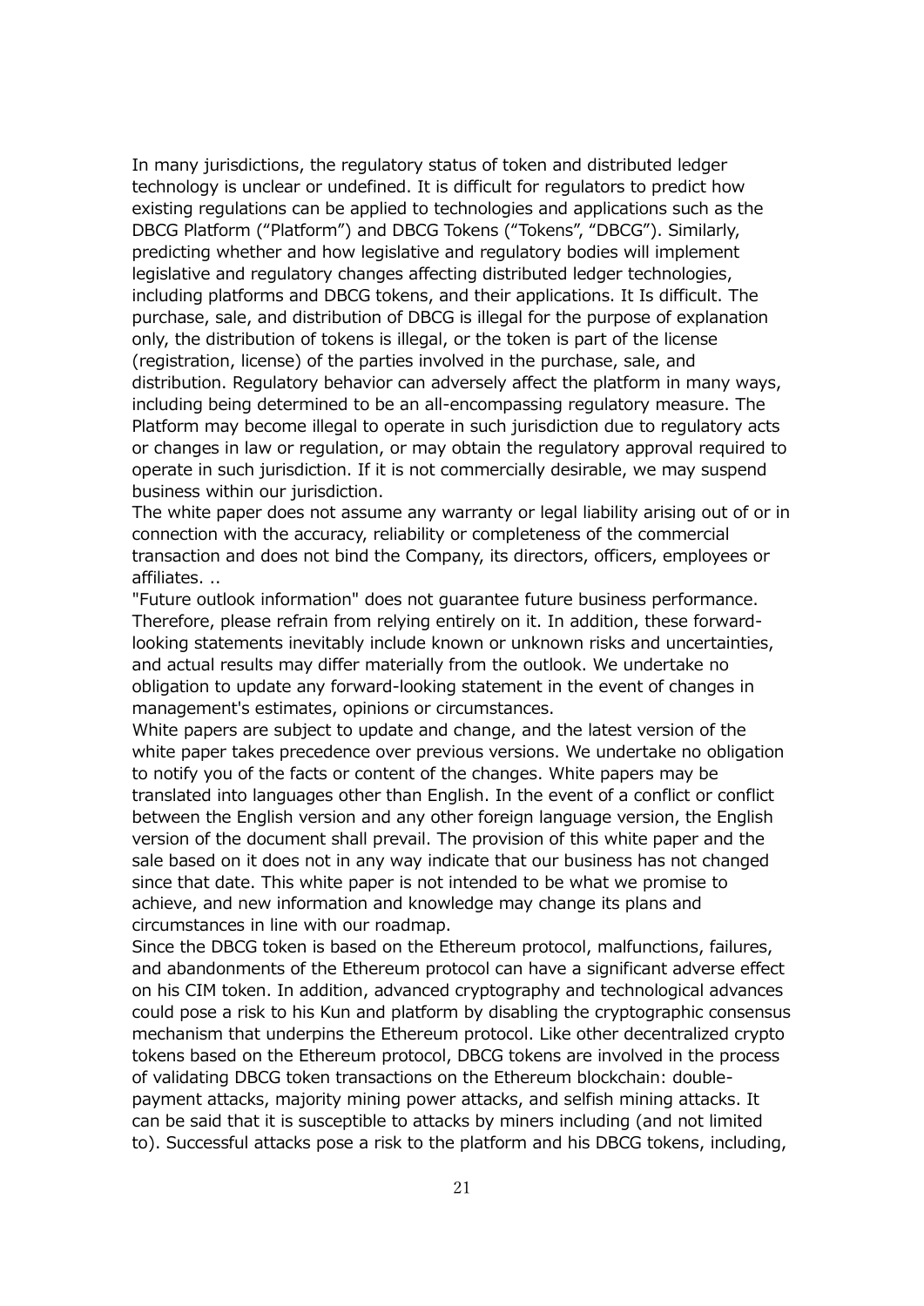In many jurisdictions, the regulatory status of token and distributed ledger technology is unclear or undefined. It is difficult for regulators to predict how existing regulations can be applied to technologies and applications such as the DBCG Platform ("Platform") and DBCG Tokens ("Tokens", "DBCG"). Similarly, predicting whether and how legislative and regulatory bodies will implement legislative and regulatory changes affecting distributed ledger technologies, including platforms and DBCG tokens, and their applications. It Is difficult. The purchase, sale, and distribution of DBCG is illegal for the purpose of explanation only, the distribution of tokens is illegal, or the token is part of the license (registration, license) of the parties involved in the purchase, sale, and distribution. Regulatory behavior can adversely affect the platform in many ways, including being determined to be an all-encompassing regulatory measure. The Platform may become illegal to operate in such jurisdiction due to regulatory acts or changes in law or regulation, or may obtain the regulatory approval required to operate in such jurisdiction. If it is not commercially desirable, we may suspend business within our jurisdiction.

The white paper does not assume any warranty or legal liability arising out of or in connection with the accuracy, reliability or completeness of the commercial transaction and does not bind the Company, its directors, officers, employees or affiliates. ..

"Future outlook information" does not guarantee future business performance. Therefore, please refrain from relying entirely on it. In addition, these forward-looking statements inevitably include known or unknown risks and uncertainties, and actual results may differ materially from the outlook. We undertake no obligation to update any forward-looking statement in the event of changes in management's estimates, opinions or circumstances.

White papers are subject to update and change, and the latest version of the white paper takes precedence over previous versions. We undertake no obligation to notify you of the facts or content of the changes. White papers may be translated into languages other than English. In the event of a conflict or conflict between the English version and any other foreign language version, the English version of the document shall prevail. The provision of this white paper and the sale based on it does not in any way indicate that our business has not changed since that date. This white paper is not intended to be what we promise to achieve, and new information and knowledge may change its plans and circumstances in line with our roadmap.

Since the DBCG token is based on the Ethereum protocol, malfunctions, failures, and abandonments of the Ethereum protocol can have a significant adverse effect on his CIM token. In addition, advanced cryptography and technological advances could pose a risk to his Kun and platform by disabling the cryptographic consensus mechanism that underpins the Ethereum protocol. Like other decentralized crypto tokens based on the Ethereum protocol, DBCG tokens are involved in the process of validating DBCG token transactions on the Ethereum blockchain: double-payment attacks, majority mining power attacks, and selfish mining attacks. It can be said that it is susceptible to attacks by miners including (and not limited to). Successful attacks pose a risk to the platform and his DBCG tokens, including,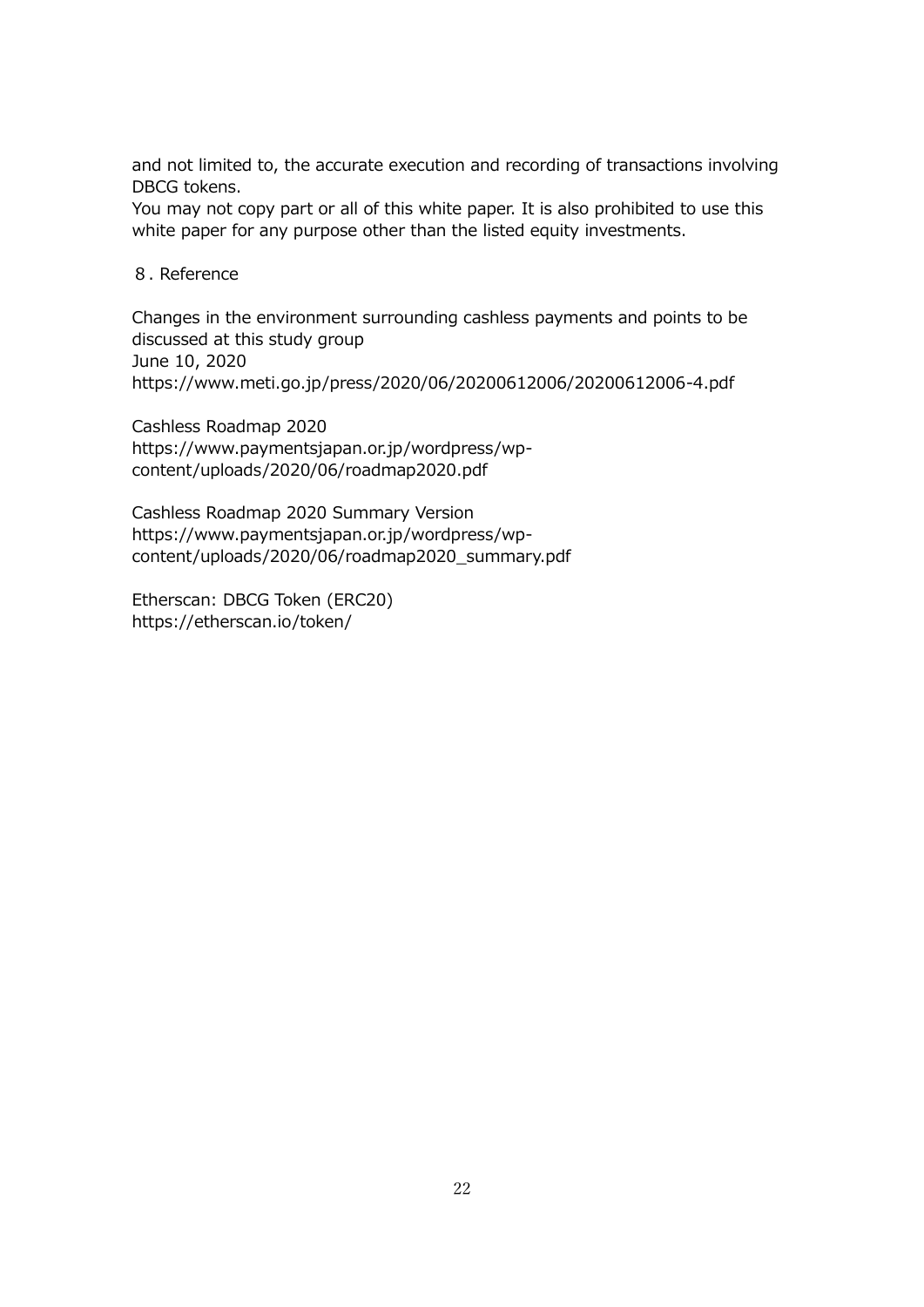and not limited to, the accurate execution and recording of transactions involving DBCG tokens.

You may not copy part or all of this white paper. It is also prohibited to use this white paper for any purpose other than the listed equity investments.

## 8. Reference

Changes in the environment surrounding cashless payments and points to be discussed at this study group
June 10, 2020
https://www.meti.go.jp/press/2020/06/20200612006/20200612006-4.pdf

Cashless Roadmap 2020
https://www.paymentsjapan.or.jp/wordpress/wp-content/uploads/2020/06/roadmap2020.pdf

Cashless Roadmap 2020 Summary Version
https://www.paymentsjapan.or.jp/wordpress/wp-content/uploads/2020/06/roadmap2020_summary.pdf

Etherscan: DBCG Token (ERC20)
https://etherscan.io/token/